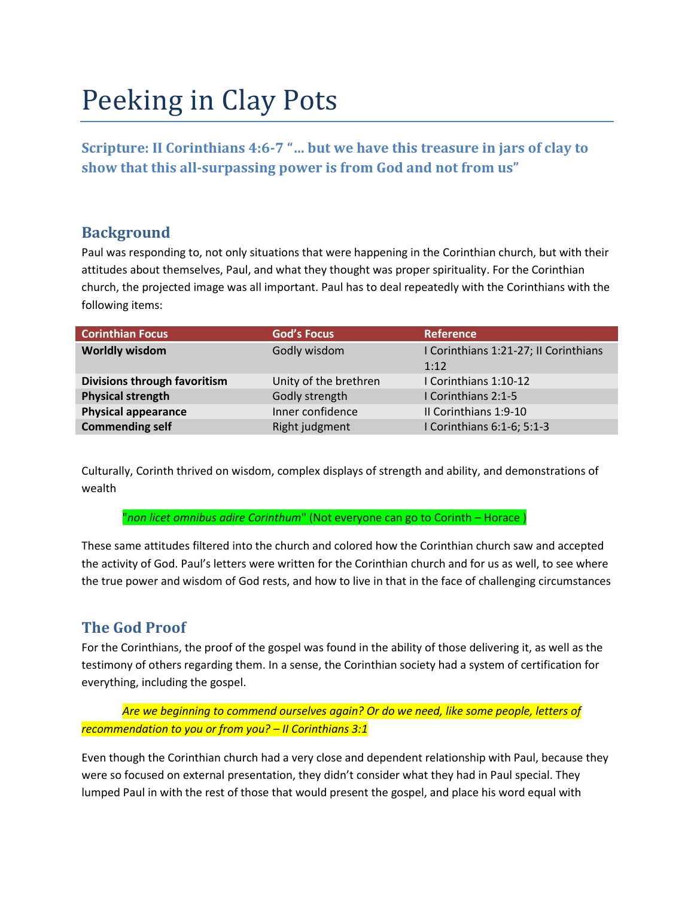# Peeking in Clay Pots

### Scripture: II Corinthians 4:6-7 "… but we have this treasure in jars of clay to show that this all-surpassing power is from God and not from us"

## Background

Paul was responding to, not only situations that were happening in the Corinthian church, but with their attitudes about themselves, Paul, and what they thought was proper spirituality. For the Corinthian church, the projected image was all important. Paul has to deal repeatedly with the Corinthians with the following items:

| Corinthian Focus | God's Focus | Reference |
| --- | --- | --- |
| **Worldly wisdom** | Godly wisdom | I Corinthians 1:21-27; II Corinthians 1:12 |
| **Divisions through favoritism** | Unity of the brethren | I Corinthians 1:10-12 |
| **Physical strength** | Godly strength | I Corinthians 2:1-5 |
| **Physical appearance** | Inner confidence | II Corinthians 1:9-10 |
| **Commending self** | Right judgment | I Corinthians 6:1-6; 5:1-3 |

Culturally, Corinth thrived on wisdom, complex displays of strength and ability, and demonstrations of wealth

> "*non licet omnibus adire Corinthum*" (Not everyone can go to Corinth – Horace )

These same attitudes filtered into the church and colored how the Corinthian church saw and accepted the activity of God. Paul's letters were written for the Corinthian church and for us as well, to see where the true power and wisdom of God rests, and how to live in that in the face of challenging circumstances

## The God Proof

For the Corinthians, the proof of the gospel was found in the ability of those delivering it, as well as the testimony of others regarding them. In a sense, the Corinthian society had a system of certification for everything, including the gospel.

> *Are we beginning to commend ourselves again? Or do we need, like some people, letters of recommendation to you or from you? – II Corinthians 3:1*

Even though the Corinthian church had a very close and dependent relationship with Paul, because they were so focused on external presentation, they didn't consider what they had in Paul special. They lumped Paul in with the rest of those that would present the gospel, and place his word equal with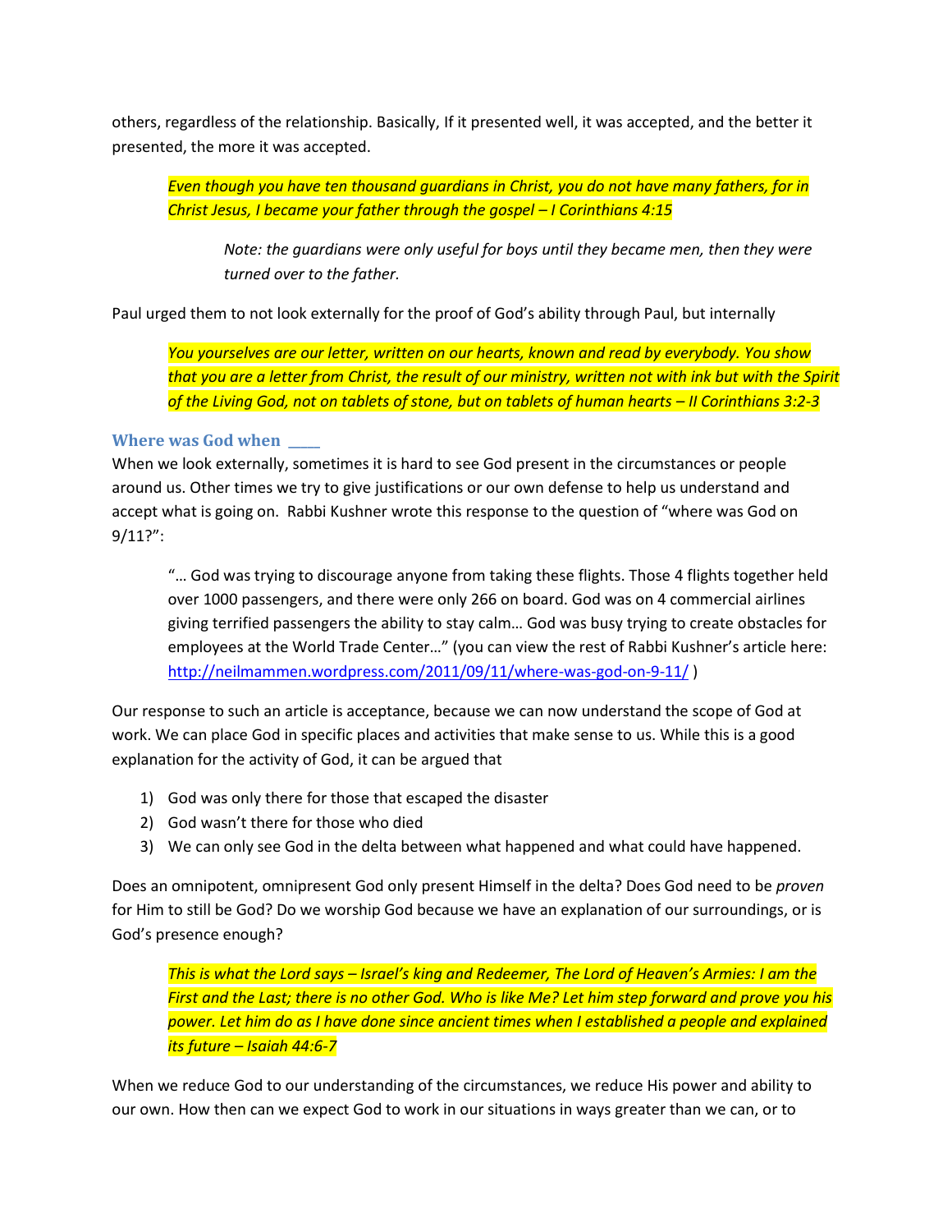others, regardless of the relationship. Basically, If it presented well, it was accepted, and the better it presented, the more it was accepted.

> *Even though you have ten thousand guardians in Christ, you do not have many fathers, for in Christ Jesus, I became your father through the gospel – I Corinthians 4:15*
>
> > *Note: the guardians were only useful for boys until they became men, then they were turned over to the father.*

Paul urged them to not look externally for the proof of God's ability through Paul, but internally

> *You yourselves are our letter, written on our hearts, known and read by everybody. You show that you are a letter from Christ, the result of our ministry, written not with ink but with the Spirit of the Living God, not on tablets of stone, but on tablets of human hearts – II Corinthians 3:2-3*

### Where was God when ____

When we look externally, sometimes it is hard to see God present in the circumstances or people around us. Other times we try to give justifications or our own defense to help us understand and accept what is going on. Rabbi Kushner wrote this response to the question of "where was God on 9/11?":

> "… God was trying to discourage anyone from taking these flights. Those 4 flights together held over 1000 passengers, and there were only 266 on board. God was on 4 commercial airlines giving terrified passengers the ability to stay calm… God was busy trying to create obstacles for employees at the World Trade Center…" (you can view the rest of Rabbi Kushner's article here: http://neilmammen.wordpress.com/2011/09/11/where-was-god-on-9-11/ )

Our response to such an article is acceptance, because we can now understand the scope of God at work. We can place God in specific places and activities that make sense to us. While this is a good explanation for the activity of God, it can be argued that

1) God was only there for those that escaped the disaster
2) God wasn't there for those who died
3) We can only see God in the delta between what happened and what could have happened.

Does an omnipotent, omnipresent God only present Himself in the delta? Does God need to be *proven* for Him to still be God? Do we worship God because we have an explanation of our surroundings, or is God's presence enough?

> *This is what the Lord says – Israel's king and Redeemer, The Lord of Heaven's Armies: I am the First and the Last; there is no other God. Who is like Me? Let him step forward and prove you his power. Let him do as I have done since ancient times when I established a people and explained its future – Isaiah 44:6-7*

When we reduce God to our understanding of the circumstances, we reduce His power and ability to our own. How then can we expect God to work in our situations in ways greater than we can, or to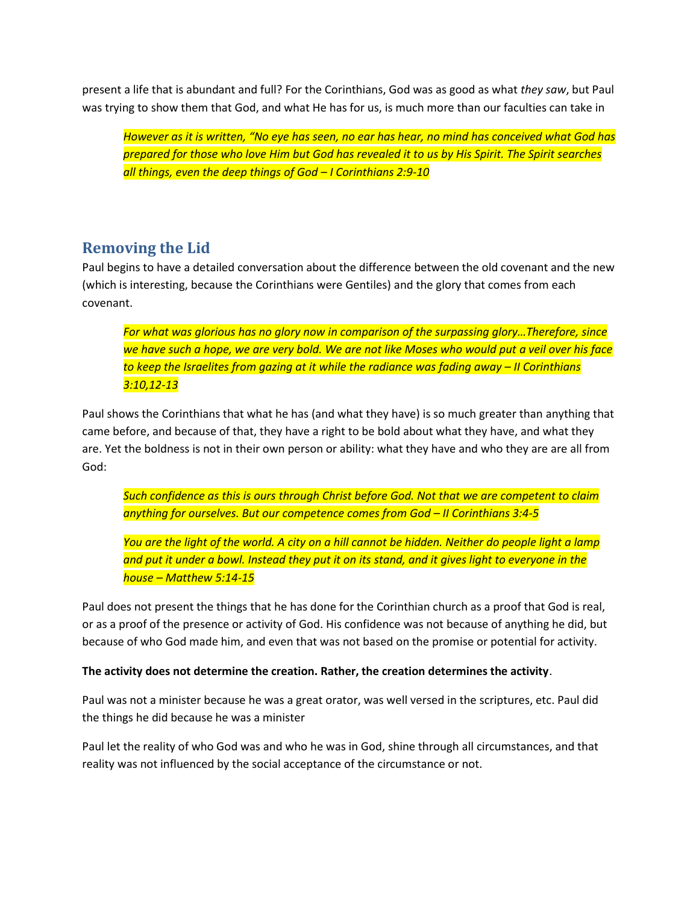present a life that is abundant and full? For the Corinthians, God was as good as what *they saw*, but Paul was trying to show them that God, and what He has for us, is much more than our faculties can take in

> *However as it is written, "No eye has seen, no ear has hear, no mind has conceived what God has prepared for those who love Him but God has revealed it to us by His Spirit. The Spirit searches all things, even the deep things of God – I Corinthians 2:9-10*

## Removing the Lid

Paul begins to have a detailed conversation about the difference between the old covenant and the new (which is interesting, because the Corinthians were Gentiles) and the glory that comes from each covenant.

> *For what was glorious has no glory now in comparison of the surpassing glory…Therefore, since we have such a hope, we are very bold. We are not like Moses who would put a veil over his face to keep the Israelites from gazing at it while the radiance was fading away – II Corinthians 3:10,12-13*

Paul shows the Corinthians that what he has (and what they have) is so much greater than anything that came before, and because of that, they have a right to be bold about what they have, and what they are. Yet the boldness is not in their own person or ability: what they have and who they are are all from God:

> *Such confidence as this is ours through Christ before God. Not that we are competent to claim anything for ourselves. But our competence comes from God – II Corinthians 3:4-5*

> *You are the light of the world. A city on a hill cannot be hidden. Neither do people light a lamp and put it under a bowl. Instead they put it on its stand, and it gives light to everyone in the house – Matthew 5:14-15*

Paul does not present the things that he has done for the Corinthian church as a proof that God is real, or as a proof of the presence or activity of God. His confidence was not because of anything he did, but because of who God made him, and even that was not based on the promise or potential for activity.

**The activity does not determine the creation. Rather, the creation determines the activity**.

Paul was not a minister because he was a great orator, was well versed in the scriptures, etc. Paul did the things he did because he was a minister

Paul let the reality of who God was and who he was in God, shine through all circumstances, and that reality was not influenced by the social acceptance of the circumstance or not.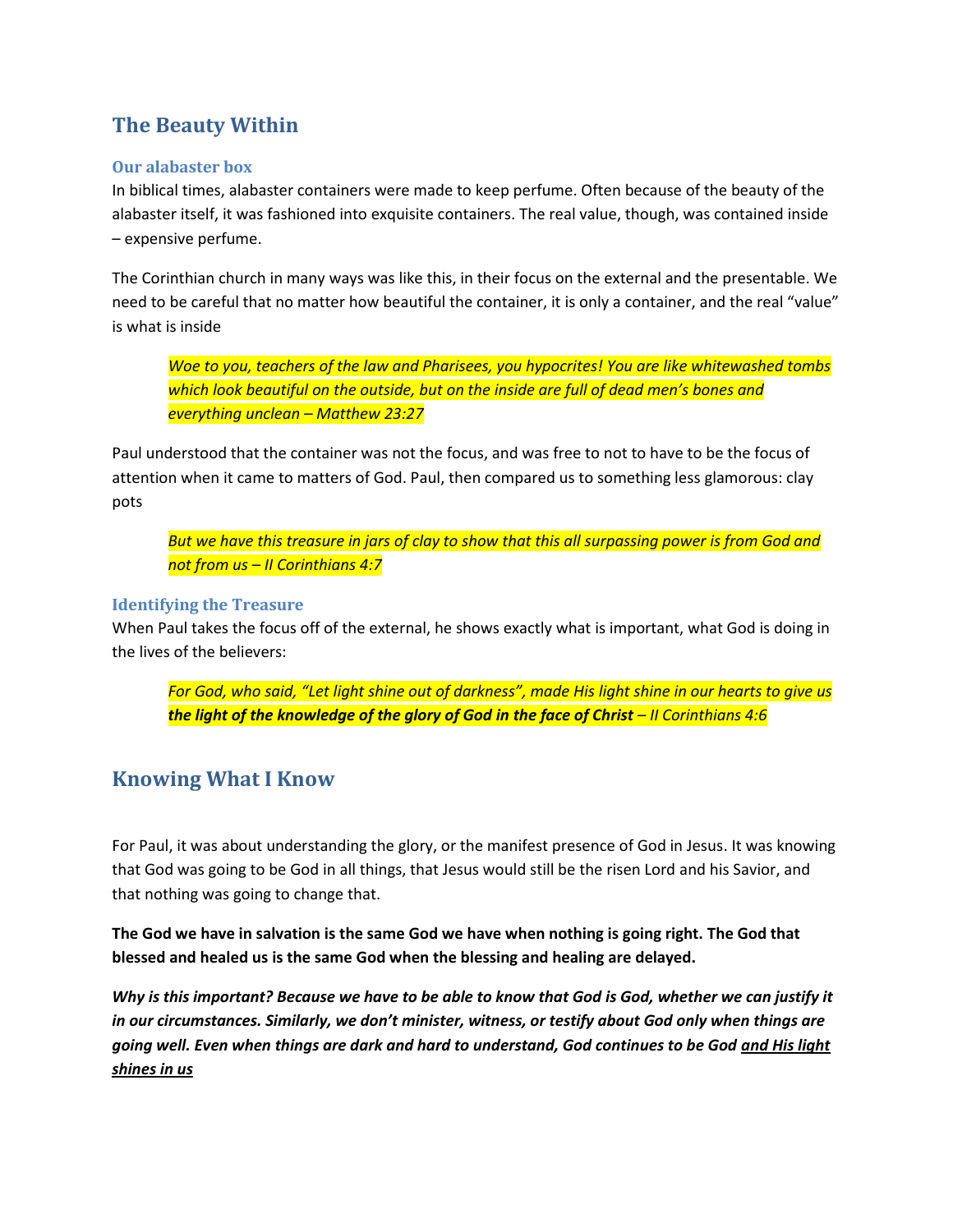## The Beauty Within

### Our alabaster box

In biblical times, alabaster containers were made to keep perfume. Often because of the beauty of the alabaster itself, it was fashioned into exquisite containers. The real value, though, was contained inside – expensive perfume.

The Corinthian church in many ways was like this, in their focus on the external and the presentable. We need to be careful that no matter how beautiful the container, it is only a container, and the real "value" is what is inside

> *Woe to you, teachers of the law and Pharisees, you hypocrites! You are like whitewashed tombs which look beautiful on the outside, but on the inside are full of dead men's bones and everything unclean – Matthew 23:27*

Paul understood that the container was not the focus, and was free to not to have to be the focus of attention when it came to matters of God. Paul, then compared us to something less glamorous: clay pots

> *But we have this treasure in jars of clay to show that this all surpassing power is from God and not from us – II Corinthians 4:7*

### Identifying the Treasure

When Paul takes the focus off of the external, he shows exactly what is important, what God is doing in the lives of the believers:

> *For God, who said, "Let light shine out of darkness", made His light shine in our hearts to give us **the light of the knowledge of the glory of God in the face of Christ** – II Corinthians 4:6*

## Knowing What I Know

For Paul, it was about understanding the glory, or the manifest presence of God in Jesus. It was knowing that God was going to be God in all things, that Jesus would still be the risen Lord and his Savior, and that nothing was going to change that.

**The God we have in salvation is the same God we have when nothing is going right. The God that blessed and healed us is the same God when the blessing and healing are delayed.**

***Why is this important? Because we have to be able to know that God is God, whether we can justify it in our circumstances. Similarly, we don't minister, witness, or testify about God only when things are going well. Even when things are dark and hard to understand, God continues to be God <u>and His light shines in us</u>***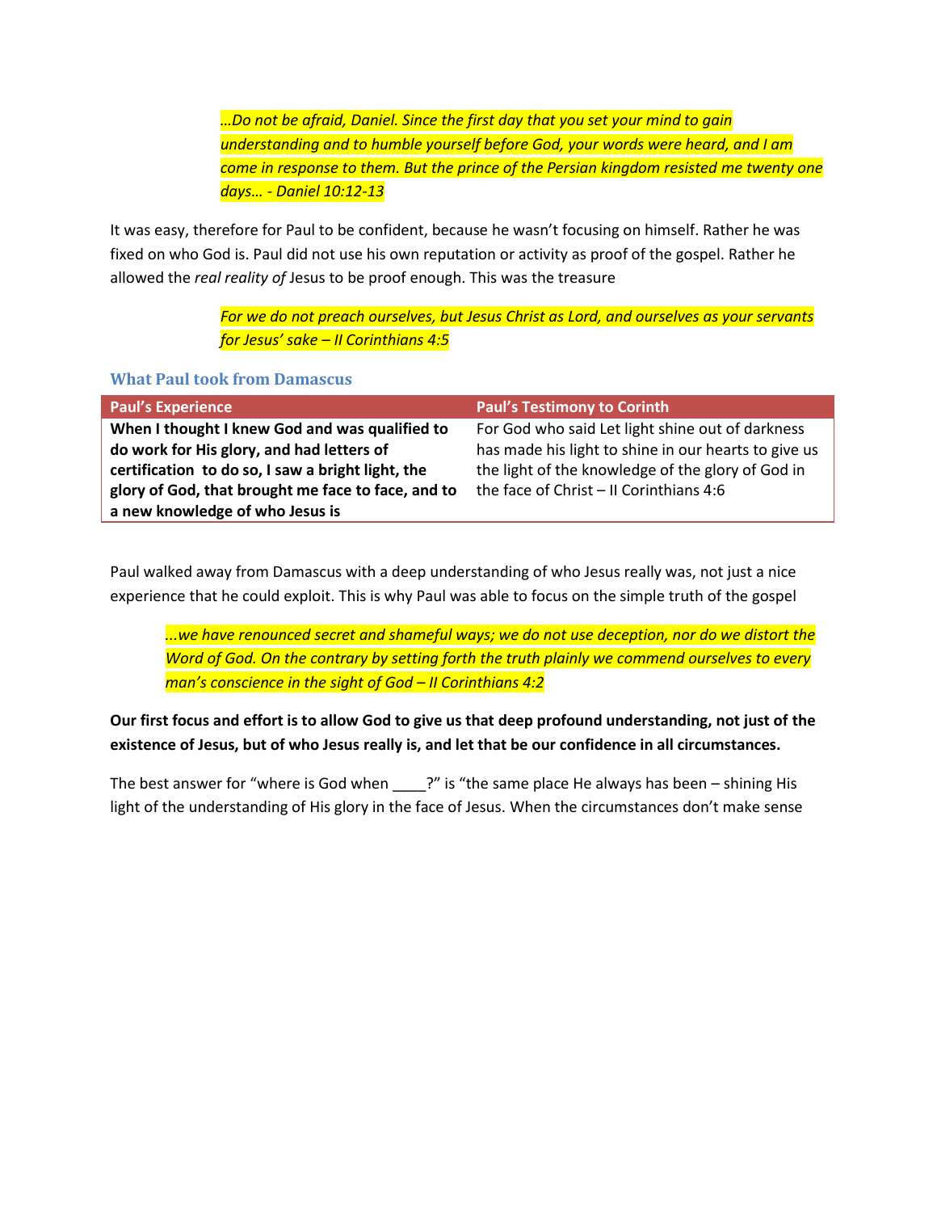> *...Do not be afraid, Daniel. Since the first day that you set your mind to gain understanding and to humble yourself before God, your words were heard, and I am come in response to them. But the prince of the Persian kingdom resisted me twenty one days... - Daniel 10:12-13*

It was easy, therefore for Paul to be confident, because he wasn't focusing on himself. Rather he was fixed on who God is. Paul did not use his own reputation or activity as proof of the gospel. Rather he allowed the *real reality of* Jesus to be proof enough. This was the treasure

> *For we do not preach ourselves, but Jesus Christ as Lord, and ourselves as your servants for Jesus' sake – II Corinthians 4:5*

### What Paul took from Damascus

| Paul's Experience | Paul's Testimony to Corinth |
| --- | --- |
| **When I thought I knew God and was qualified to do work for His glory, and had letters of certification to do so, I saw a bright light, the glory of God, that brought me face to face, and to a new knowledge of who Jesus is** | For God who said Let light shine out of darkness has made his light to shine in our hearts to give us the light of the knowledge of the glory of God in the face of Christ – II Corinthians 4:6 |

Paul walked away from Damascus with a deep understanding of who Jesus really was, not just a nice experience that he could exploit. This is why Paul was able to focus on the simple truth of the gospel

> *...we have renounced secret and shameful ways; we do not use deception, nor do we distort the Word of God. On the contrary by setting forth the truth plainly we commend ourselves to every man's conscience in the sight of God – II Corinthians 4:2*

**Our first focus and effort is to allow God to give us that deep profound understanding, not just of the existence of Jesus, but of who Jesus really is, and let that be our confidence in all circumstances.**

The best answer for "where is God when ____?" is "the same place He always has been – shining His light of the understanding of His glory in the face of Jesus. When the circumstances don't make sense